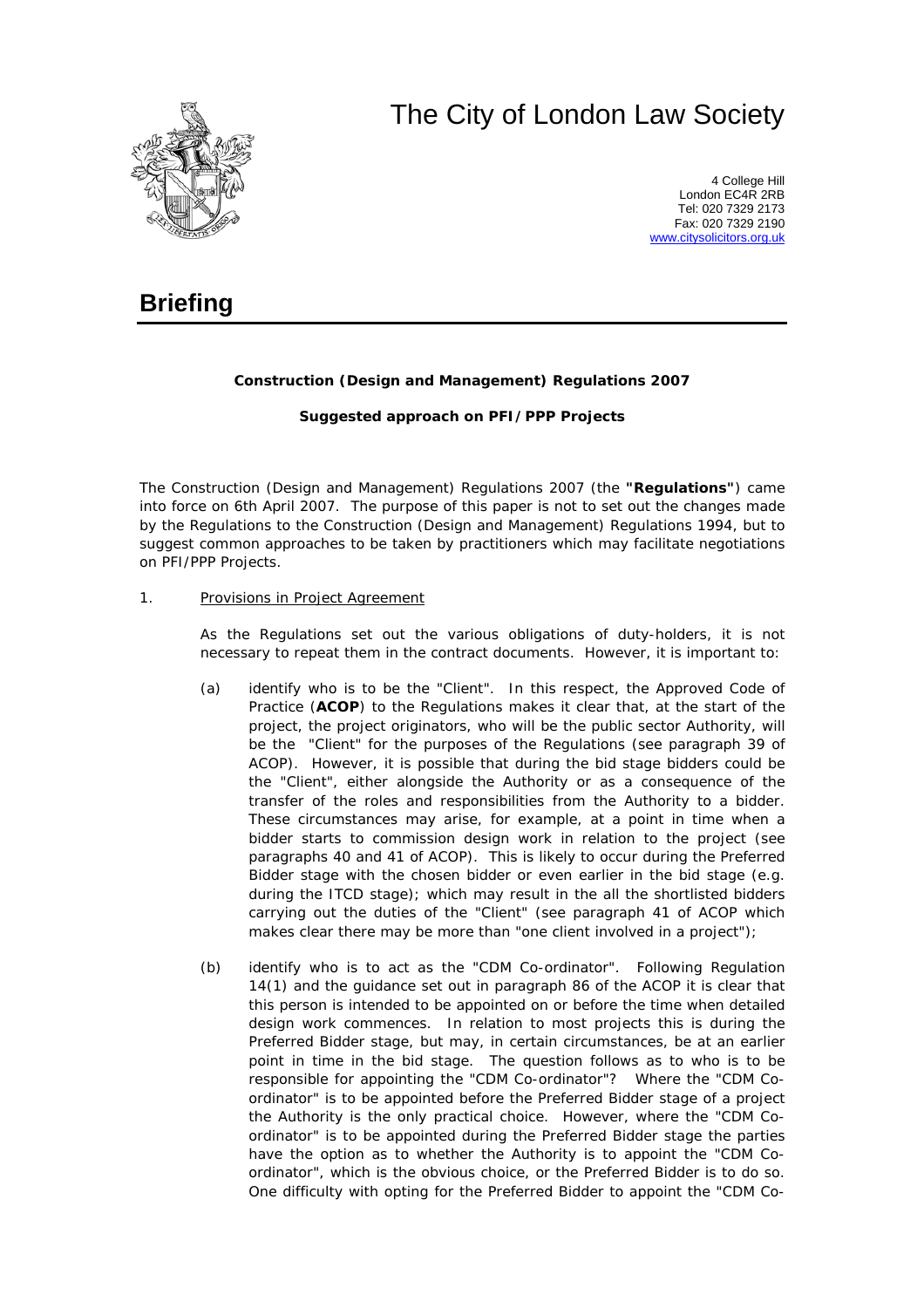# The City of London Law Society

4 College Hill
London EC4R 2RB
Tel: 020 7329 2173
Fax: 020 7329 2190
www.citysolicitors.org.uk

## Briefing

**Construction (Design and Management) Regulations 2007**

**Suggested approach on PFI/PPP Projects**

The Construction (Design and Management) Regulations 2007 (the **"Regulations"**) came into force on 6th April 2007. The purpose of this paper is not to set out the changes made by the Regulations to the Construction (Design and Management) Regulations 1994, but to suggest common approaches to be taken by practitioners which may facilitate negotiations on PFI/PPP Projects.

1. Provisions in Project Agreement

   As the Regulations set out the various obligations of duty-holders, it is not necessary to repeat them in the contract documents. However, it is important to:

   (a) identify who is to be the "Client". In this respect, the Approved Code of Practice (**ACOP**) to the Regulations makes it clear that, at the start of the project, the project originators, who will be the public sector Authority, will be the "Client" for the purposes of the Regulations (see paragraph 39 of ACOP). However, it is possible that during the bid stage bidders could be the "Client", either alongside the Authority or as a consequence of the transfer of the roles and responsibilities from the Authority to a bidder. These circumstances may arise, for example, at a point in time when a bidder starts to commission design work in relation to the project (see paragraphs 40 and 41 of ACOP). This is likely to occur during the Preferred Bidder stage with the chosen bidder or even earlier in the bid stage (e.g. during the ITCD stage); which may result in the all the shortlisted bidders carrying out the duties of the "Client" (see paragraph 41 of ACOP which makes clear there may be more than "one client involved in a project");

   (b) identify who is to act as the "CDM Co-ordinator". Following Regulation 14(1) and the guidance set out in paragraph 86 of the ACOP it is clear that this person is intended to be appointed on or before the time when detailed design work commences. In relation to most projects this is during the Preferred Bidder stage, but may, in certain circumstances, be at an earlier point in time in the bid stage. The question follows as to who is to be responsible for appointing the "CDM Co-ordinator"? Where the "CDM Co-ordinator" is to be appointed before the Preferred Bidder stage of a project the Authority is the only practical choice. However, where the "CDM Co-ordinator" is to be appointed during the Preferred Bidder stage the parties have the option as to whether the Authority is to appoint the "CDM Co-ordinator", which is the obvious choice, or the Preferred Bidder is to do so. One difficulty with opting for the Preferred Bidder to appoint the "CDM Co-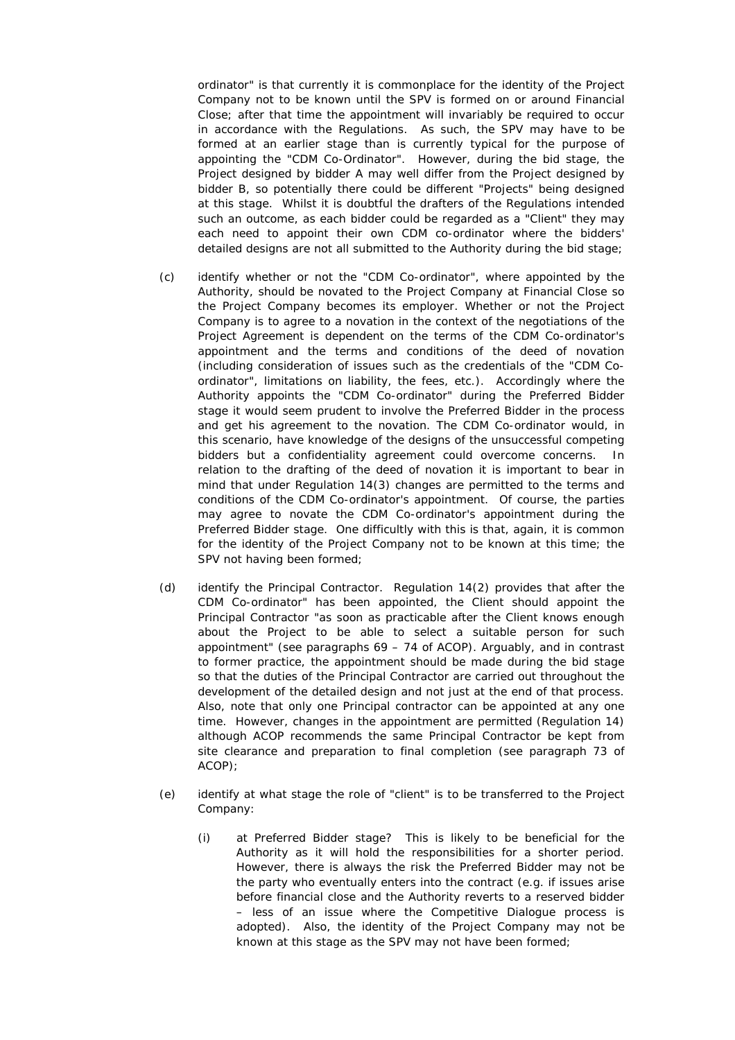ordinator" is that currently it is commonplace for the identity of the Project Company not to be known until the SPV is formed on or around Financial Close; after that time the appointment will invariably be required to occur in accordance with the Regulations. As such, the SPV may have to be formed at an earlier stage than is currently typical for the purpose of appointing the "CDM Co-Ordinator". However, during the bid stage, the Project designed by bidder A may well differ from the Project designed by bidder B, so potentially there could be different "Projects" being designed at this stage. Whilst it is doubtful the drafters of the Regulations intended such an outcome, as each bidder could be regarded as a "Client" they may each need to appoint their own CDM co-ordinator where the bidders' detailed designs are not all submitted to the Authority during the bid stage;

(c) identify whether or not the "CDM Co-ordinator", where appointed by the Authority, should be novated to the Project Company at Financial Close so the Project Company becomes its employer. Whether or not the Project Company is to agree to a novation in the context of the negotiations of the Project Agreement is dependent on the terms of the CDM Co-ordinator's appointment and the terms and conditions of the deed of novation (including consideration of issues such as the credentials of the "CDM Co-ordinator", limitations on liability, the fees, etc.). Accordingly where the Authority appoints the "CDM Co-ordinator" during the Preferred Bidder stage it would seem prudent to involve the Preferred Bidder in the process and get his agreement to the novation. The CDM Co-ordinator would, in this scenario, have knowledge of the designs of the unsuccessful competing bidders but a confidentiality agreement could overcome concerns. In relation to the drafting of the deed of novation it is important to bear in mind that under Regulation 14(3) changes are permitted to the terms and conditions of the CDM Co-ordinator's appointment. Of course, the parties may agree to novate the CDM Co-ordinator's appointment during the Preferred Bidder stage. One difficultly with this is that, again, it is common for the identity of the Project Company not to be known at this time; the SPV not having been formed;

(d) identify the Principal Contractor. Regulation 14(2) provides that after the CDM Co-ordinator" has been appointed, the Client should appoint the Principal Contractor "as soon as practicable after the Client knows enough about the Project to be able to select a suitable person for such appointment" (see paragraphs 69 – 74 of ACOP). Arguably, and in contrast to former practice, the appointment should be made during the bid stage so that the duties of the Principal Contractor are carried out throughout the development of the detailed design and not just at the end of that process. Also, note that only one Principal contractor can be appointed at any one time. However, changes in the appointment are permitted (Regulation 14) although ACOP recommends the same Principal Contractor be kept from site clearance and preparation to final completion (see paragraph 73 of ACOP);

(e) identify at what stage the role of "client" is to be transferred to the Project Company:

   (i) at Preferred Bidder stage? This is likely to be beneficial for the Authority as it will hold the responsibilities for a shorter period. However, there is always the risk the Preferred Bidder may not be the party who eventually enters into the contract (e.g. if issues arise before financial close and the Authority reverts to a reserved bidder – less of an issue where the Competitive Dialogue process is adopted). Also, the identity of the Project Company may not be known at this stage as the SPV may not have been formed;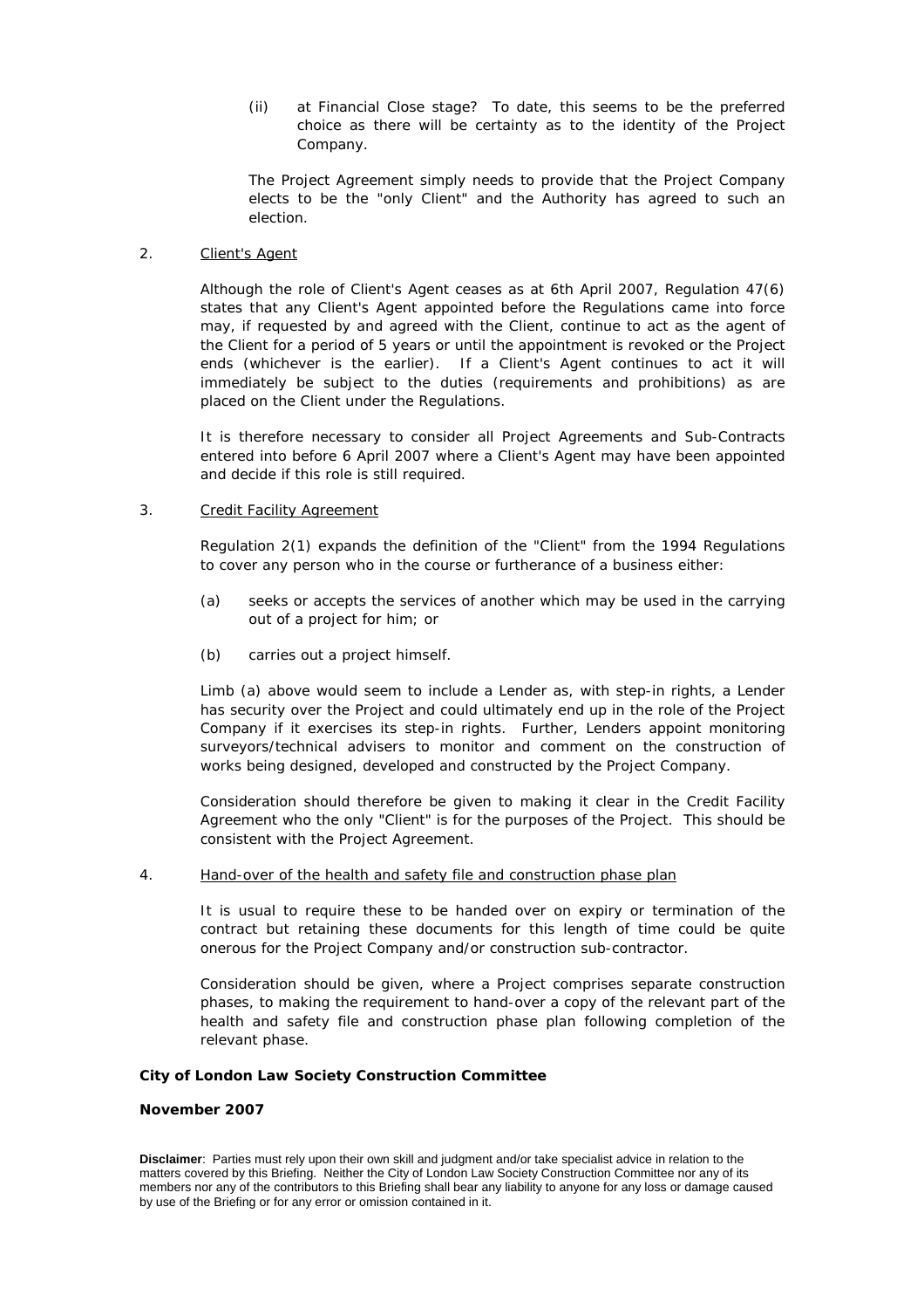(ii) at Financial Close stage? To date, this seems to be the preferred choice as there will be certainty as to the identity of the Project Company.

The Project Agreement simply needs to provide that the Project Company elects to be the "only Client" and the Authority has agreed to such an election.

2. <u>Client's Agent</u>

Although the role of Client's Agent ceases as at 6th April 2007, Regulation 47(6) states that any Client's Agent appointed before the Regulations came into force may, if requested by and agreed with the Client, continue to act as the agent of the Client for a period of 5 years or until the appointment is revoked or the Project ends (whichever is the earlier). If a Client's Agent continues to act it will immediately be subject to the duties (requirements and prohibitions) as are placed on the Client under the Regulations.

It is therefore necessary to consider all Project Agreements and Sub-Contracts entered into before 6 April 2007 where a Client's Agent may have been appointed and decide if this role is still required.

3. <u>Credit Facility Agreement</u>

Regulation 2(1) expands the definition of the "Client" from the 1994 Regulations to cover any person who in the course or furtherance of a business either:

(a) seeks or accepts the services of another which may be used in the carrying out of a project for him; or

(b) carries out a project himself.

Limb (a) above would seem to include a Lender as, with step-in rights, a Lender has security over the Project and could ultimately end up in the role of the Project Company if it exercises its step-in rights. Further, Lenders appoint monitoring surveyors/technical advisers to monitor and comment on the construction of works being designed, developed and constructed by the Project Company.

Consideration should therefore be given to making it clear in the Credit Facility Agreement who the only "Client" is for the purposes of the Project. This should be consistent with the Project Agreement.

4. <u>Hand-over of the health and safety file and construction phase plan</u>

It is usual to require these to be handed over on expiry or termination of the contract but retaining these documents for this length of time could be quite onerous for the Project Company and/or construction sub-contractor.

Consideration should be given, where a Project comprises separate construction phases, to making the requirement to hand-over a copy of the relevant part of the health and safety file and construction phase plan following completion of the relevant phase.

**City of London Law Society Construction Committee**

**November 2007**

**Disclaimer**: Parties must rely upon their own skill and judgment and/or take specialist advice in relation to the matters covered by this Briefing. Neither the City of London Law Society Construction Committee nor any of its members nor any of the contributors to this Briefing shall bear any liability to anyone for any loss or damage caused by use of the Briefing or for any error or omission contained in it.